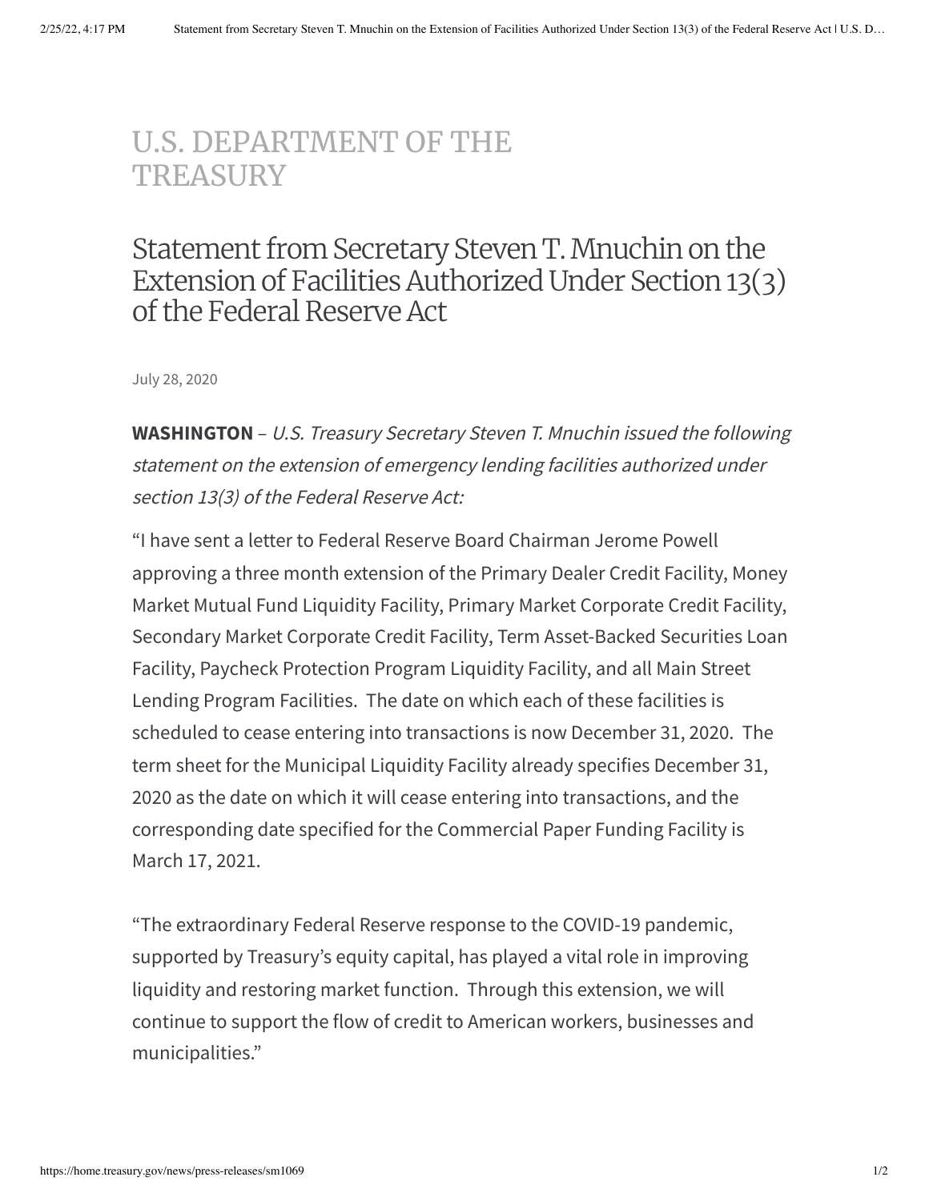U.S. DEPARTMENT OF THE TREASURY

# Statement from Secretary Steven T. Mnuchin on the Extension of Facilities Authorized Under Section 13(3) of the Federal Reserve Act

July 28, 2020

**WASHINGTON** – *U.S. Treasury Secretary Steven T. Mnuchin issued the following statement on the extension of emergency lending facilities authorized under section 13(3) of the Federal Reserve Act:*

"I have sent a letter to Federal Reserve Board Chairman Jerome Powell approving a three month extension of the Primary Dealer Credit Facility, Money Market Mutual Fund Liquidity Facility, Primary Market Corporate Credit Facility, Secondary Market Corporate Credit Facility, Term Asset-Backed Securities Loan Facility, Paycheck Protection Program Liquidity Facility, and all Main Street Lending Program Facilities. The date on which each of these facilities is scheduled to cease entering into transactions is now December 31, 2020. The term sheet for the Municipal Liquidity Facility already specifies December 31, 2020 as the date on which it will cease entering into transactions, and the corresponding date specified for the Commercial Paper Funding Facility is March 17, 2021.

"The extraordinary Federal Reserve response to the COVID-19 pandemic, supported by Treasury's equity capital, has played a vital role in improving liquidity and restoring market function. Through this extension, we will continue to support the flow of credit to American workers, businesses and municipalities."